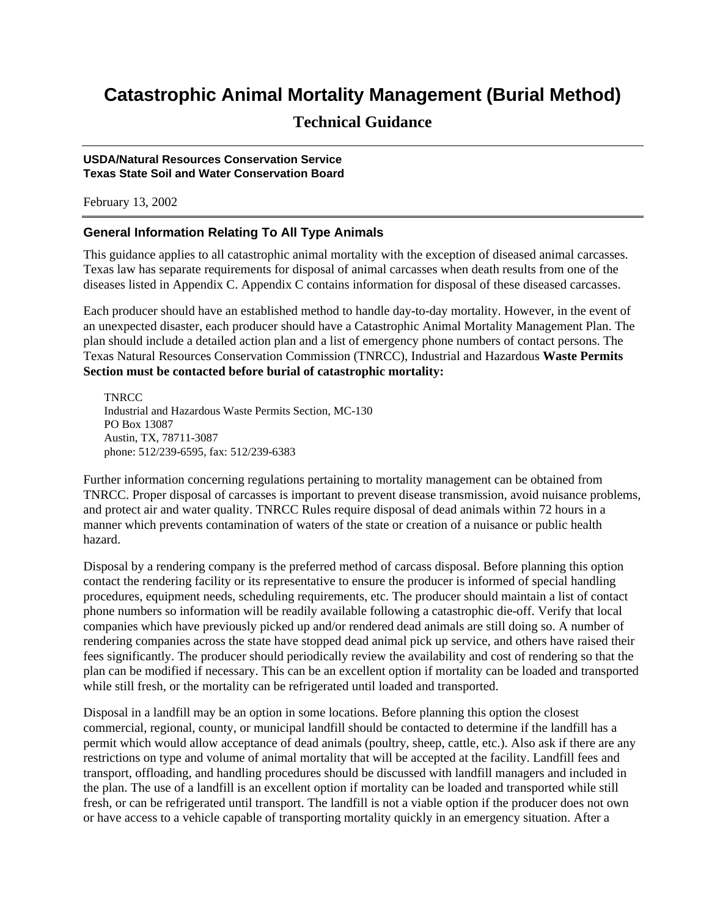# Catastrophic Animal Mortality Management (Burial Method)

## Technical Guidance

**USDA/Natural Resources Conservation Service**
**Texas State Soil and Water Conservation Board**

February 13, 2002

### General Information Relating To All Type Animals

This guidance applies to all catastrophic animal mortality with the exception of diseased animal carcasses. Texas law has separate requirements for disposal of animal carcasses when death results from one of the diseases listed in Appendix C. Appendix C contains information for disposal of these diseased carcasses.

Each producer should have an established method to handle day-to-day mortality. However, in the event of an unexpected disaster, each producer should have a Catastrophic Animal Mortality Management Plan. The plan should include a detailed action plan and a list of emergency phone numbers of contact persons. The Texas Natural Resources Conservation Commission (TNRCC), Industrial and Hazardous **Waste Permits Section must be contacted before burial of catastrophic mortality:**

TNRCC
Industrial and Hazardous Waste Permits Section, MC-130
PO Box 13087
Austin, TX, 78711-3087
phone: 512/239-6595, fax: 512/239-6383

Further information concerning regulations pertaining to mortality management can be obtained from TNRCC. Proper disposal of carcasses is important to prevent disease transmission, avoid nuisance problems, and protect air and water quality. TNRCC Rules require disposal of dead animals within 72 hours in a manner which prevents contamination of waters of the state or creation of a nuisance or public health hazard.

Disposal by a rendering company is the preferred method of carcass disposal. Before planning this option contact the rendering facility or its representative to ensure the producer is informed of special handling procedures, equipment needs, scheduling requirements, etc. The producer should maintain a list of contact phone numbers so information will be readily available following a catastrophic die-off. Verify that local companies which have previously picked up and/or rendered dead animals are still doing so. A number of rendering companies across the state have stopped dead animal pick up service, and others have raised their fees significantly. The producer should periodically review the availability and cost of rendering so that the plan can be modified if necessary. This can be an excellent option if mortality can be loaded and transported while still fresh, or the mortality can be refrigerated until loaded and transported.

Disposal in a landfill may be an option in some locations. Before planning this option the closest commercial, regional, county, or municipal landfill should be contacted to determine if the landfill has a permit which would allow acceptance of dead animals (poultry, sheep, cattle, etc.). Also ask if there are any restrictions on type and volume of animal mortality that will be accepted at the facility. Landfill fees and transport, offloading, and handling procedures should be discussed with landfill managers and included in the plan. The use of a landfill is an excellent option if mortality can be loaded and transported while still fresh, or can be refrigerated until transport. The landfill is not a viable option if the producer does not own or have access to a vehicle capable of transporting mortality quickly in an emergency situation. After a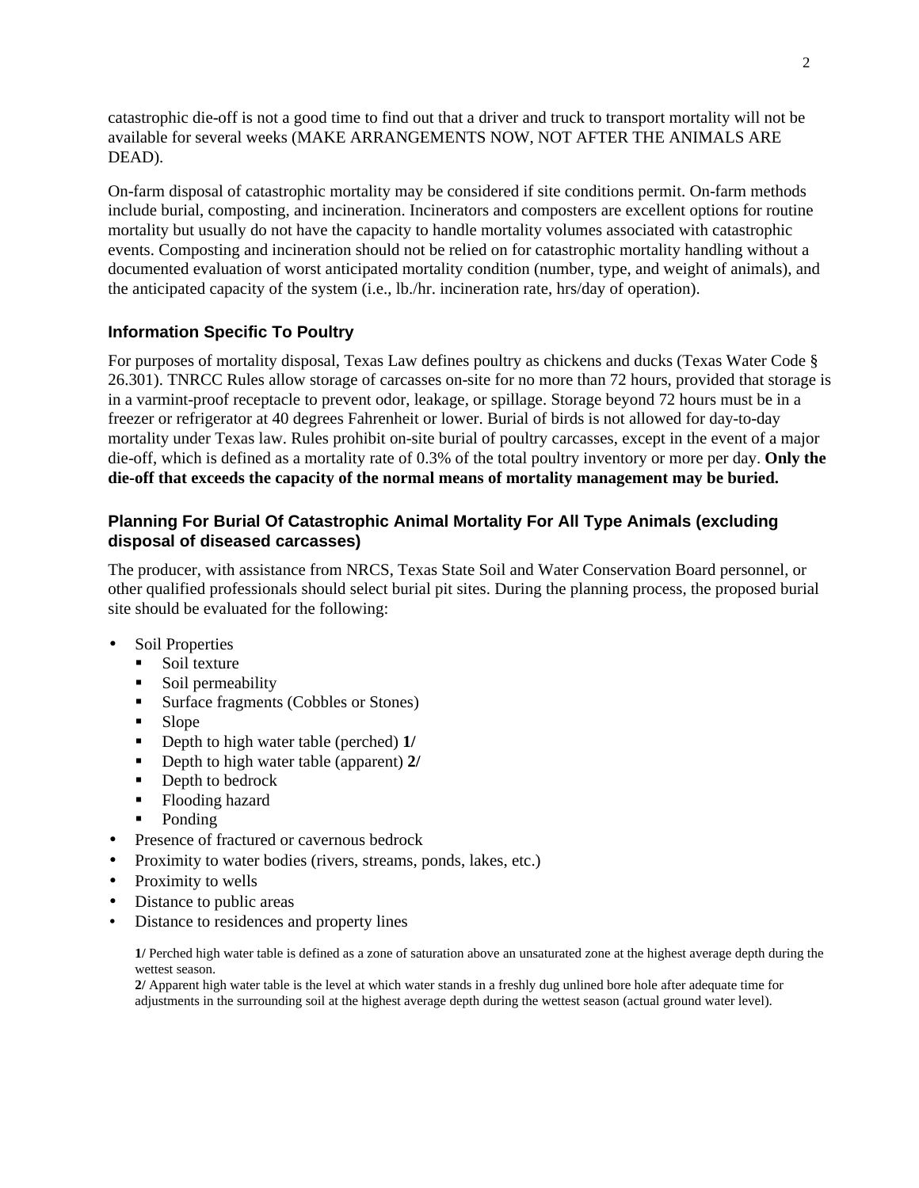catastrophic die-off is not a good time to find out that a driver and truck to transport mortality will not be available for several weeks (MAKE ARRANGEMENTS NOW, NOT AFTER THE ANIMALS ARE DEAD).

On-farm disposal of catastrophic mortality may be considered if site conditions permit. On-farm methods include burial, composting, and incineration. Incinerators and composters are excellent options for routine mortality but usually do not have the capacity to handle mortality volumes associated with catastrophic events. Composting and incineration should not be relied on for catastrophic mortality handling without a documented evaluation of worst anticipated mortality condition (number, type, and weight of animals), and the anticipated capacity of the system (i.e., lb./hr. incineration rate, hrs/day of operation).

### Information Specific To Poultry

For purposes of mortality disposal, Texas Law defines poultry as chickens and ducks (Texas Water Code § 26.301). TNRCC Rules allow storage of carcasses on-site for no more than 72 hours, provided that storage is in a varmint-proof receptacle to prevent odor, leakage, or spillage. Storage beyond 72 hours must be in a freezer or refrigerator at 40 degrees Fahrenheit or lower. Burial of birds is not allowed for day-to-day mortality under Texas law. Rules prohibit on-site burial of poultry carcasses, except in the event of a major die-off, which is defined as a mortality rate of 0.3% of the total poultry inventory or more per day. **Only the die-off that exceeds the capacity of the normal means of mortality management may be buried.**

### Planning For Burial Of Catastrophic Animal Mortality For All Type Animals (excluding disposal of diseased carcasses)

The producer, with assistance from NRCS, Texas State Soil and Water Conservation Board personnel, or other qualified professionals should select burial pit sites. During the planning process, the proposed burial site should be evaluated for the following:

- Soil Properties
  - Soil texture
  - Soil permeability
  - Surface fragments (Cobbles or Stones)
  - Slope
  - Depth to high water table (perched) **1/**
  - Depth to high water table (apparent) **2/**
  - Depth to bedrock
  - Flooding hazard
  - Ponding
- Presence of fractured or cavernous bedrock
- Proximity to water bodies (rivers, streams, ponds, lakes, etc.)
- Proximity to wells
- Distance to public areas
- Distance to residences and property lines

**1/** Perched high water table is defined as a zone of saturation above an unsaturated zone at the highest average depth during the wettest season.

**2/** Apparent high water table is the level at which water stands in a freshly dug unlined bore hole after adequate time for adjustments in the surrounding soil at the highest average depth during the wettest season (actual ground water level).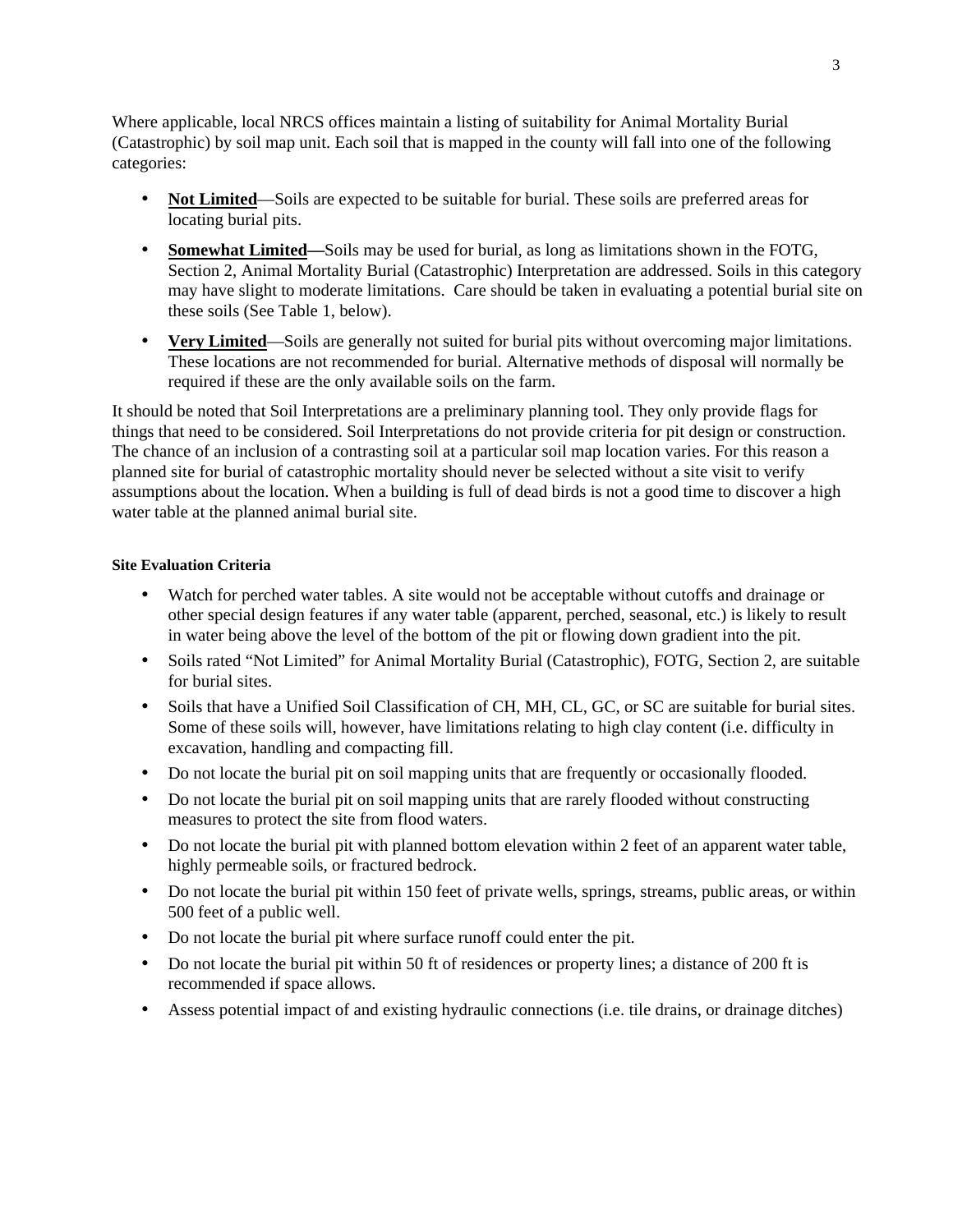Where applicable, local NRCS offices maintain a listing of suitability for Animal Mortality Burial (Catastrophic) by soil map unit. Each soil that is mapped in the county will fall into one of the following categories:

- **Not Limited**—Soils are expected to be suitable for burial. These soils are preferred areas for locating burial pits.
- **Somewhat Limited—**Soils may be used for burial, as long as limitations shown in the FOTG, Section 2, Animal Mortality Burial (Catastrophic) Interpretation are addressed. Soils in this category may have slight to moderate limitations. Care should be taken in evaluating a potential burial site on these soils (See Table 1, below).
- **Very Limited**—Soils are generally not suited for burial pits without overcoming major limitations. These locations are not recommended for burial. Alternative methods of disposal will normally be required if these are the only available soils on the farm.

It should be noted that Soil Interpretations are a preliminary planning tool. They only provide flags for things that need to be considered. Soil Interpretations do not provide criteria for pit design or construction. The chance of an inclusion of a contrasting soil at a particular soil map location varies. For this reason a planned site for burial of catastrophic mortality should never be selected without a site visit to verify assumptions about the location. When a building is full of dead birds is not a good time to discover a high water table at the planned animal burial site.

#### Site Evaluation Criteria

- Watch for perched water tables. A site would not be acceptable without cutoffs and drainage or other special design features if any water table (apparent, perched, seasonal, etc.) is likely to result in water being above the level of the bottom of the pit or flowing down gradient into the pit.
- Soils rated "Not Limited" for Animal Mortality Burial (Catastrophic), FOTG, Section 2, are suitable for burial sites.
- Soils that have a Unified Soil Classification of CH, MH, CL, GC, or SC are suitable for burial sites. Some of these soils will, however, have limitations relating to high clay content (i.e. difficulty in excavation, handling and compacting fill.
- Do not locate the burial pit on soil mapping units that are frequently or occasionally flooded.
- Do not locate the burial pit on soil mapping units that are rarely flooded without constructing measures to protect the site from flood waters.
- Do not locate the burial pit with planned bottom elevation within 2 feet of an apparent water table, highly permeable soils, or fractured bedrock.
- Do not locate the burial pit within 150 feet of private wells, springs, streams, public areas, or within 500 feet of a public well.
- Do not locate the burial pit where surface runoff could enter the pit.
- Do not locate the burial pit within 50 ft of residences or property lines; a distance of 200 ft is recommended if space allows.
- Assess potential impact of and existing hydraulic connections (i.e. tile drains, or drainage ditches)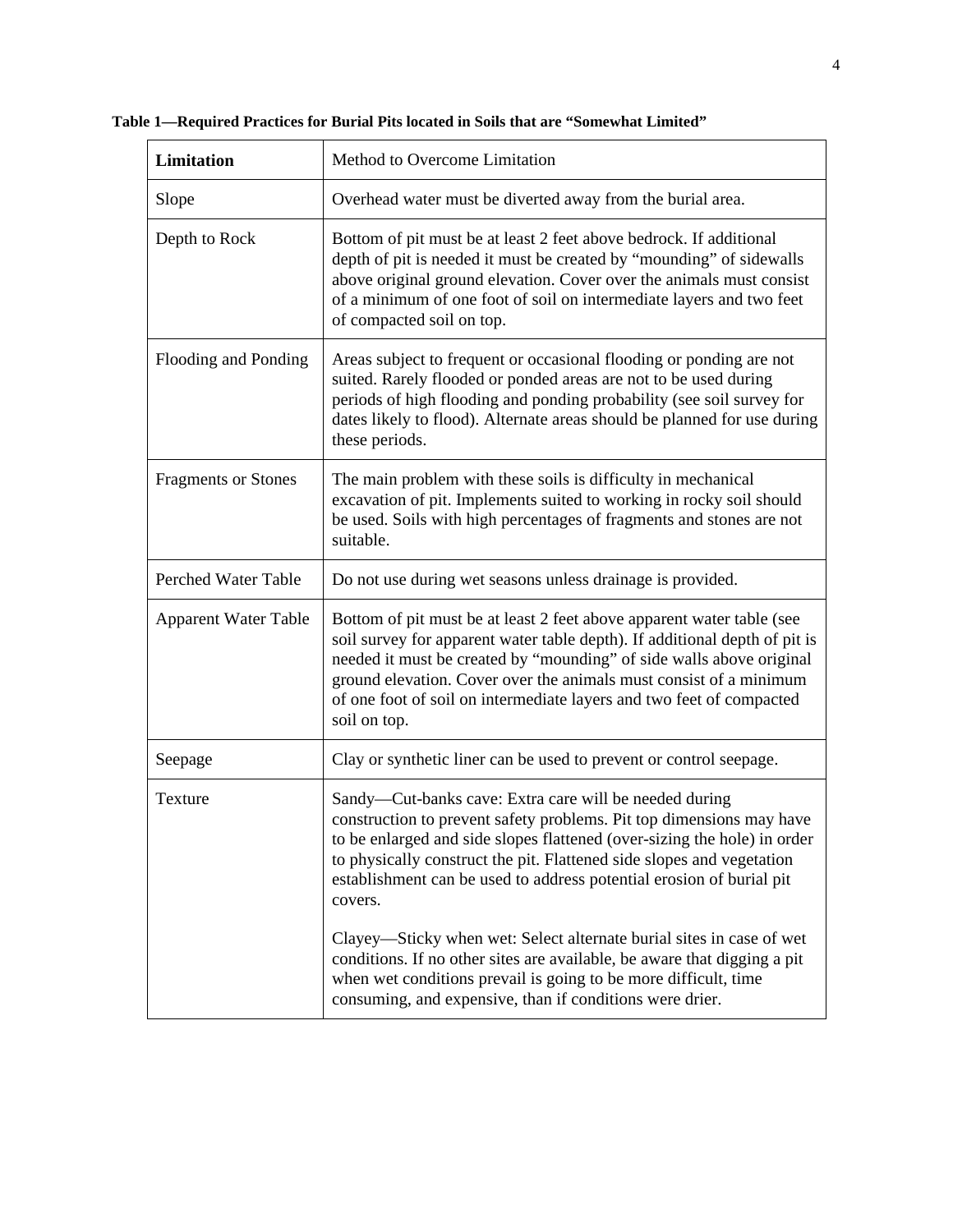**Table 1—Required Practices for Burial Pits located in Soils that are "Somewhat Limited"**

| **Limitation** | Method to Overcome Limitation |
| --- | --- |
| Slope | Overhead water must be diverted away from the burial area. |
| Depth to Rock | Bottom of pit must be at least 2 feet above bedrock. If additional depth of pit is needed it must be created by "mounding" of sidewalls above original ground elevation. Cover over the animals must consist of a minimum of one foot of soil on intermediate layers and two feet of compacted soil on top. |
| Flooding and Ponding | Areas subject to frequent or occasional flooding or ponding are not suited. Rarely flooded or ponded areas are not to be used during periods of high flooding and ponding probability (see soil survey for dates likely to flood). Alternate areas should be planned for use during these periods. |
| Fragments or Stones | The main problem with these soils is difficulty in mechanical excavation of pit. Implements suited to working in rocky soil should be used. Soils with high percentages of fragments and stones are not suitable. |
| Perched Water Table | Do not use during wet seasons unless drainage is provided. |
| Apparent Water Table | Bottom of pit must be at least 2 feet above apparent water table (see soil survey for apparent water table depth). If additional depth of pit is needed it must be created by "mounding" of side walls above original ground elevation. Cover over the animals must consist of a minimum of one foot of soil on intermediate layers and two feet of compacted soil on top. |
| Seepage | Clay or synthetic liner can be used to prevent or control seepage. |
| Texture | Sandy—Cut-banks cave: Extra care will be needed during construction to prevent safety problems. Pit top dimensions may have to be enlarged and side slopes flattened (over-sizing the hole) in order to physically construct the pit. Flattened side slopes and vegetation establishment can be used to address potential erosion of burial pit covers.<br><br>Clayey—Sticky when wet: Select alternate burial sites in case of wet conditions. If no other sites are available, be aware that digging a pit when wet conditions prevail is going to be more difficult, time consuming, and expensive, than if conditions were drier. |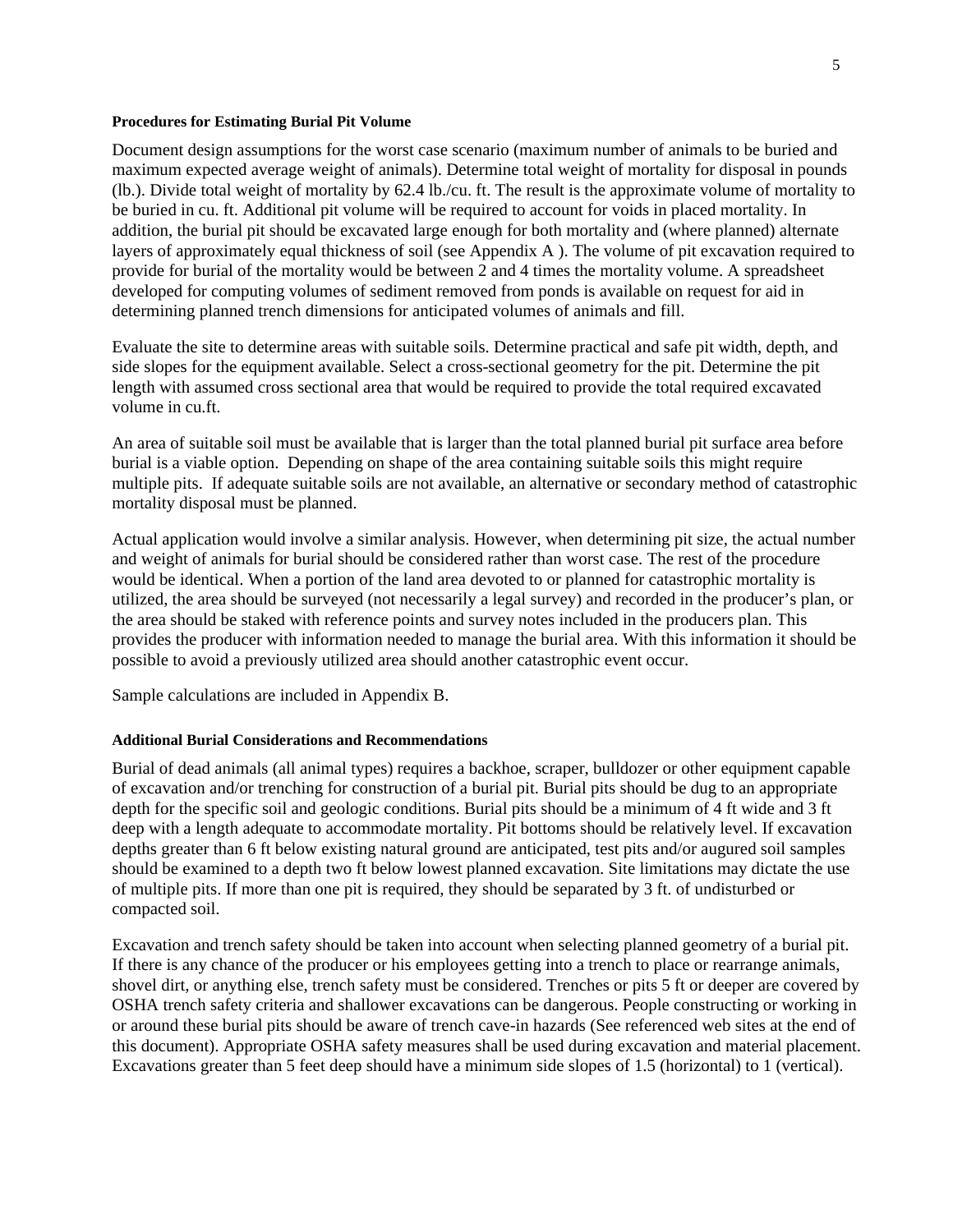#### Procedures for Estimating Burial Pit Volume

Document design assumptions for the worst case scenario (maximum number of animals to be buried and maximum expected average weight of animals). Determine total weight of mortality for disposal in pounds (lb.). Divide total weight of mortality by 62.4 lb./cu. ft. The result is the approximate volume of mortality to be buried in cu. ft. Additional pit volume will be required to account for voids in placed mortality. In addition, the burial pit should be excavated large enough for both mortality and (where planned) alternate layers of approximately equal thickness of soil (see Appendix A ). The volume of pit excavation required to provide for burial of the mortality would be between 2 and 4 times the mortality volume. A spreadsheet developed for computing volumes of sediment removed from ponds is available on request for aid in determining planned trench dimensions for anticipated volumes of animals and fill.

Evaluate the site to determine areas with suitable soils. Determine practical and safe pit width, depth, and side slopes for the equipment available. Select a cross-sectional geometry for the pit. Determine the pit length with assumed cross sectional area that would be required to provide the total required excavated volume in cu.ft.

An area of suitable soil must be available that is larger than the total planned burial pit surface area before burial is a viable option. Depending on shape of the area containing suitable soils this might require multiple pits. If adequate suitable soils are not available, an alternative or secondary method of catastrophic mortality disposal must be planned.

Actual application would involve a similar analysis. However, when determining pit size, the actual number and weight of animals for burial should be considered rather than worst case. The rest of the procedure would be identical. When a portion of the land area devoted to or planned for catastrophic mortality is utilized, the area should be surveyed (not necessarily a legal survey) and recorded in the producer's plan, or the area should be staked with reference points and survey notes included in the producers plan. This provides the producer with information needed to manage the burial area. With this information it should be possible to avoid a previously utilized area should another catastrophic event occur.

Sample calculations are included in Appendix B.

#### Additional Burial Considerations and Recommendations

Burial of dead animals (all animal types) requires a backhoe, scraper, bulldozer or other equipment capable of excavation and/or trenching for construction of a burial pit. Burial pits should be dug to an appropriate depth for the specific soil and geologic conditions. Burial pits should be a minimum of 4 ft wide and 3 ft deep with a length adequate to accommodate mortality. Pit bottoms should be relatively level. If excavation depths greater than 6 ft below existing natural ground are anticipated, test pits and/or augured soil samples should be examined to a depth two ft below lowest planned excavation. Site limitations may dictate the use of multiple pits. If more than one pit is required, they should be separated by 3 ft. of undisturbed or compacted soil.

Excavation and trench safety should be taken into account when selecting planned geometry of a burial pit. If there is any chance of the producer or his employees getting into a trench to place or rearrange animals, shovel dirt, or anything else, trench safety must be considered. Trenches or pits 5 ft or deeper are covered by OSHA trench safety criteria and shallower excavations can be dangerous. People constructing or working in or around these burial pits should be aware of trench cave-in hazards (See referenced web sites at the end of this document). Appropriate OSHA safety measures shall be used during excavation and material placement. Excavations greater than 5 feet deep should have a minimum side slopes of 1.5 (horizontal) to 1 (vertical).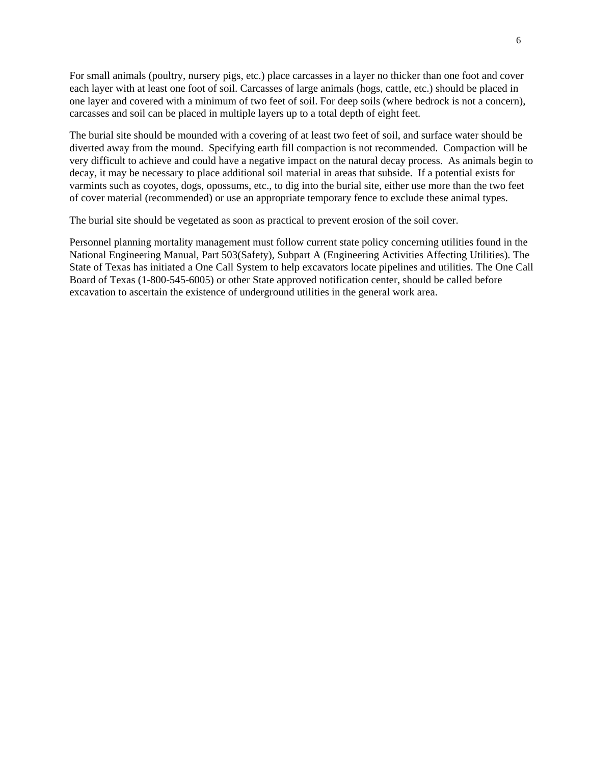For small animals (poultry, nursery pigs, etc.) place carcasses in a layer no thicker than one foot and cover each layer with at least one foot of soil. Carcasses of large animals (hogs, cattle, etc.) should be placed in one layer and covered with a minimum of two feet of soil. For deep soils (where bedrock is not a concern), carcasses and soil can be placed in multiple layers up to a total depth of eight feet.

The burial site should be mounded with a covering of at least two feet of soil, and surface water should be diverted away from the mound.  Specifying earth fill compaction is not recommended.  Compaction will be very difficult to achieve and could have a negative impact on the natural decay process.  As animals begin to decay, it may be necessary to place additional soil material in areas that subside.  If a potential exists for varmints such as coyotes, dogs, opossums, etc., to dig into the burial site, either use more than the two feet of cover material (recommended) or use an appropriate temporary fence to exclude these animal types.

The burial site should be vegetated as soon as practical to prevent erosion of the soil cover.

Personnel planning mortality management must follow current state policy concerning utilities found in the National Engineering Manual, Part 503(Safety), Subpart A (Engineering Activities Affecting Utilities). The State of Texas has initiated a One Call System to help excavators locate pipelines and utilities. The One Call Board of Texas (1-800-545-6005) or other State approved notification center, should be called before excavation to ascertain the existence of underground utilities in the general work area.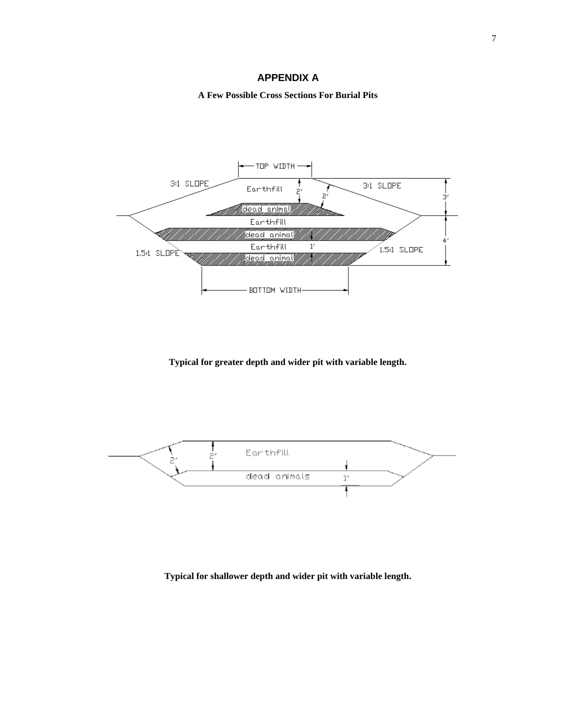# APPENDIX A

**A Few Possible Cross Sections For Burial Pits**

**Typical for greater depth and wider pit with variable length.**

**Typical for shallower depth and wider pit with variable length.**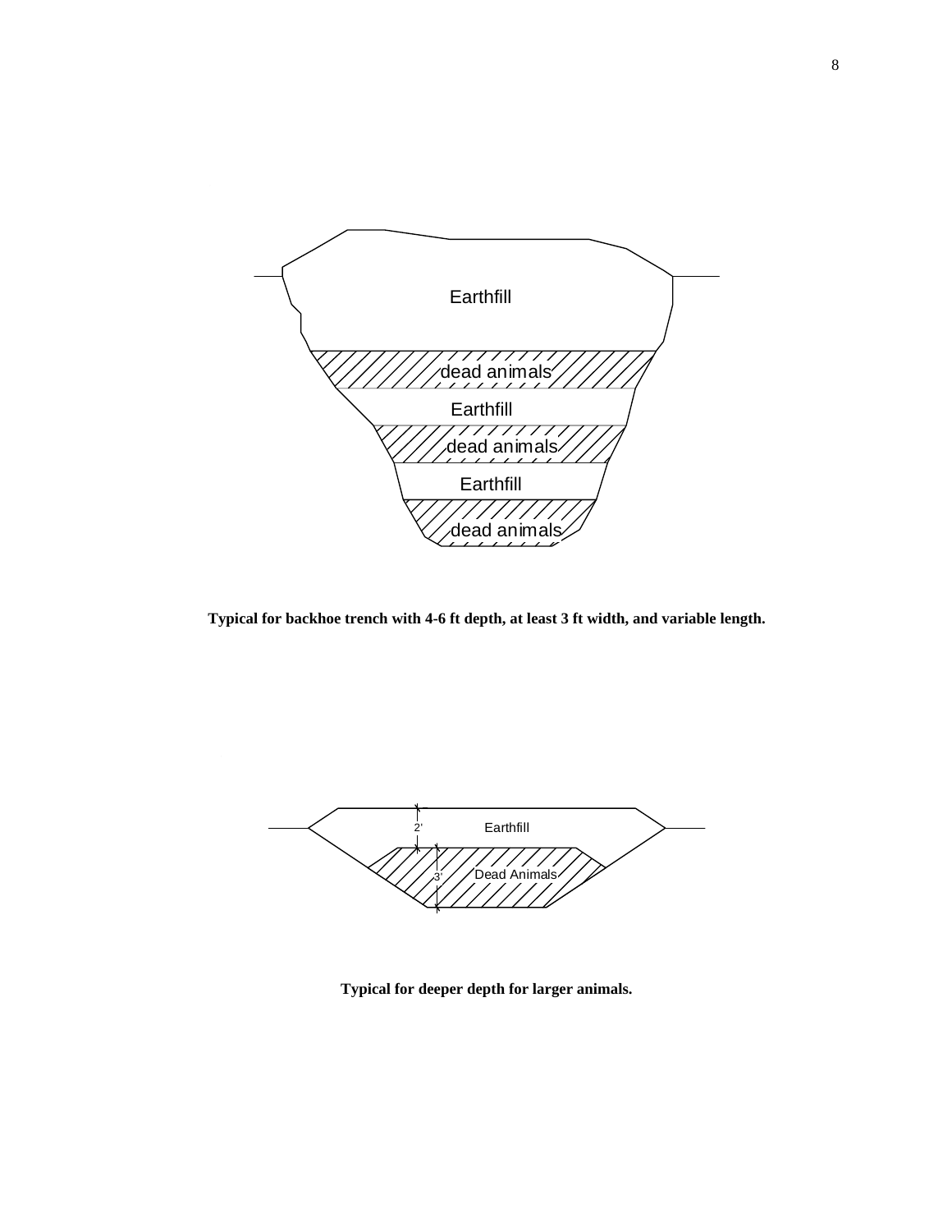Earthfill

dead animals

Earthfill

dead animals

Earthfill

dead animals

**Typical for backhoe trench with 4-6 ft depth, at least 3 ft width, and variable length.**

2'

Earthfill

3'

Dead Animals

**Typical for deeper depth for larger animals.**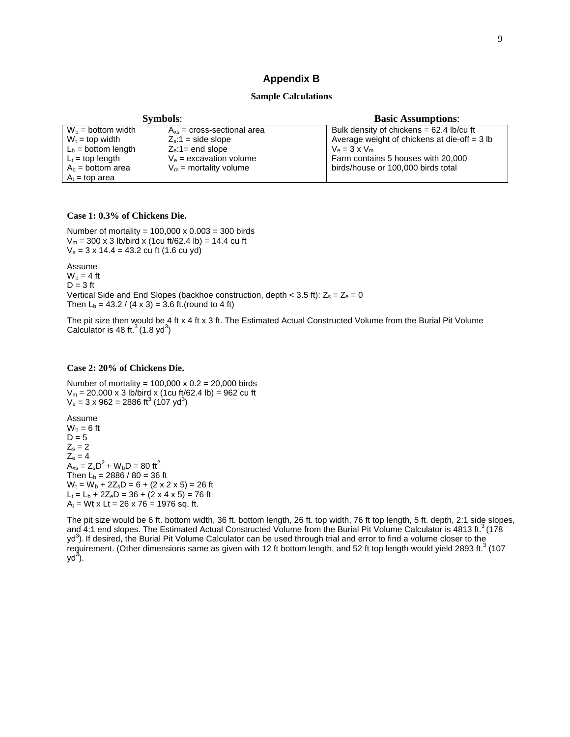## Appendix B

### Sample Calculations

| Symbols: | | Basic Assumptions: |
|---|---|---|
| $W_b$ = bottom width<br>$W_t$ = top width<br>$L_b$ = bottom length<br>$L_t$ = top length<br>$A_b$ = bottom area<br>$A_t$ = top area | $A_{xs}$ = cross-sectional area<br>$Z_s$:1 = side slope<br>$Z_e$:1= end slope<br>$V_e$ = excavation volume<br>$V_m$ = mortality volume | Bulk density of chickens = 62.4 lb/cu ft<br>Average weight of chickens at die-off = 3 lb<br>$V_e = 3 \times V_m$<br>Farm contains 5 houses with 20,000 birds/house or 100,000 birds total |

**Case 1: 0.3% of Chickens Die.**

Number of mortality = 100,000 x 0.003 = 300 birds
$V_m$ = 300 x 3 lb/bird x (1cu ft/62.4 lb) = 14.4 cu ft
$V_e$ = 3 x 14.4 = 43.2 cu ft (1.6 cu yd)

Assume
$W_b$ = 4 ft
D = 3 ft
Vertical Side and End Slopes (backhoe construction, depth < 3.5 ft): $Z_s = Z_e = 0$
Then $L_b$ = 43.2 / (4 x 3) = 3.6 ft.(round to 4 ft)

The pit size then would be 4 ft x 4 ft x 3 ft. The Estimated Actual Constructed Volume from the Burial Pit Volume Calculator is 48 ft.$^3$ (1.8 yd$^3$)

**Case 2: 20% of Chickens Die.**

Number of mortality = 100,000 x 0.2 = 20,000 birds
$V_m$ = 20,000 x 3 lb/bird x (1cu ft/62.4 lb) = 962 cu ft
$V_e$ = 3 x 962 = 2886 ft$^3$ (107 yd$^3$)

Assume
$W_b$ = 6 ft
D = 5
$Z_s$ = 2
$Z_e$ = 4
$A_{xs} = Z_sD^2 + W_bD = 80$ ft$^2$
Then $L_b$ = 2886 / 80 = 36 ft
$W_t = W_b + 2Z_sD$ = 6 + (2 x 2 x 5) = 26 ft
$L_t = L_b + 2Z_eD$ = 36 + (2 x 4 x 5) = 76 ft
$A_t$ = Wt x Lt = 26 x 76 = 1976 sq. ft.

The pit size would be 6 ft. bottom width, 36 ft. bottom length, 26 ft. top width, 76 ft top length, 5 ft. depth, 2:1 side slopes, and 4:1 end slopes. The Estimated Actual Constructed Volume from the Burial Pit Volume Calculator is 4813 ft.$^3$ (178 yd$^3$). If desired, the Burial Pit Volume Calculator can be used through trial and error to find a volume closer to the requirement. (Other dimensions same as given with 12 ft bottom length, and 52 ft top length would yield 2893 ft.$^3$ (107 yd$^3$).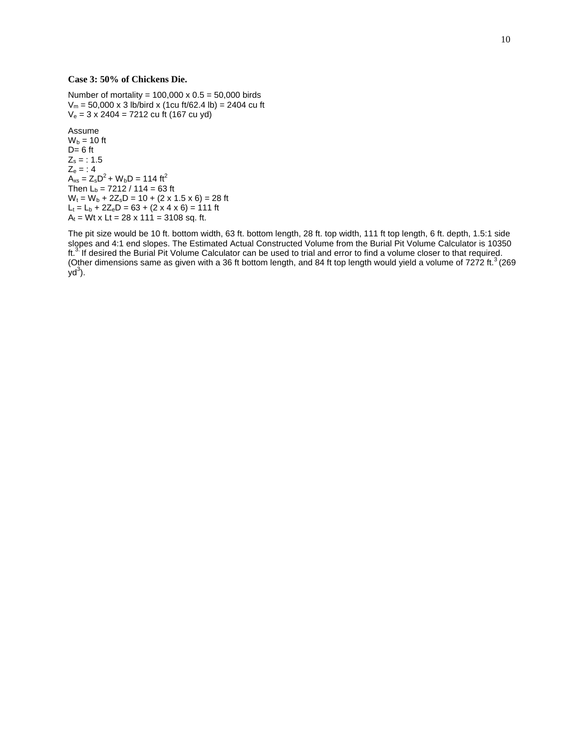**Case 3: 50% of Chickens Die.**

Number of mortality = 100,000 x 0.5 = 50,000 birds
$V_m$ = 50,000 x 3 lb/bird x (1cu ft/62.4 lb) = 2404 cu ft
$V_e$ = 3 x 2404 = 7212 cu ft (167 cu yd)

Assume
$W_b$ = 10 ft
D= 6 ft
$Z_s$ = : 1.5
$Z_e$ = : 4
$A_{xs} = Z_sD^2 + W_bD = 114$ ft$^2$
Then $L_b$ = 7212 / 114 = 63 ft
$W_t = W_b + 2Z_sD$ = 10 + (2 x 1.5 x 6) = 28 ft
$L_t = L_b + 2Z_eD$ = 63 + (2 x 4 x 6) = 111 ft
$A_t$ = Wt x Lt = 28 x 111 = 3108 sq. ft.

The pit size would be 10 ft. bottom width, 63 ft. bottom length, 28 ft. top width, 111 ft top length, 6 ft. depth, 1.5:1 side slopes and 4:1 end slopes. The Estimated Actual Constructed Volume from the Burial Pit Volume Calculator is 10350 ft.$^3$ If desired the Burial Pit Volume Calculator can be used to trial and error to find a volume closer to that required. (Other dimensions same as given with a 36 ft bottom length, and 84 ft top length would yield a volume of 7272 ft.$^3$ (269 yd$^3$).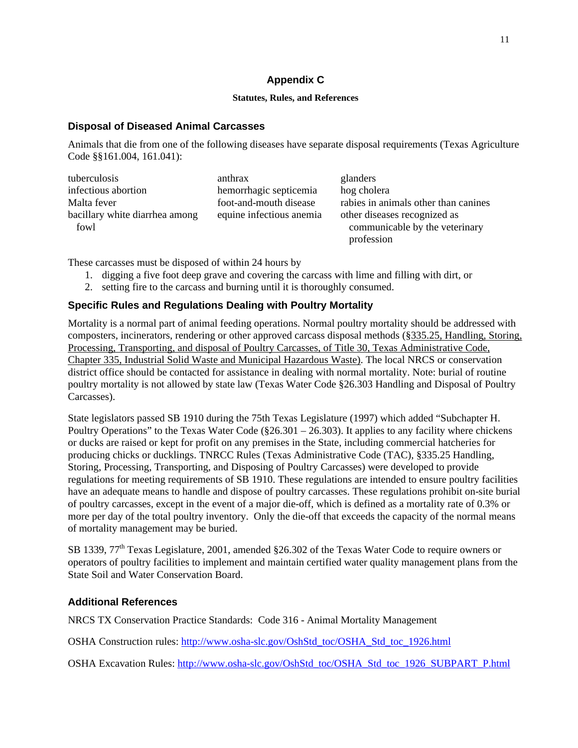# Appendix C

### Statutes, Rules, and References

## Disposal of Diseased Animal Carcasses

Animals that die from one of the following diseases have separate disposal requirements (Texas Agriculture Code §§161.004, 161.041):

- tuberculosis
- infectious abortion
- Malta fever
- bacillary white diarrhea among fowl
- anthrax
- hemorrhagic septicemia
- foot-and-mouth disease
- equine infectious anemia
- glanders
- hog cholera
- rabies in animals other than canines
- other diseases recognized as communicable by the veterinary profession

These carcasses must be disposed of within 24 hours by

1. digging a five foot deep grave and covering the carcass with lime and filling with dirt, or
2. setting fire to the carcass and burning until it is thoroughly consumed.

## Specific Rules and Regulations Dealing with Poultry Mortality

Mortality is a normal part of animal feeding operations. Normal poultry mortality should be addressed with composters, incinerators, rendering or other approved carcass disposal methods (§335.25, Handling, Storing, Processing, Transporting, and disposal of Poultry Carcasses, of Title 30, Texas Administrative Code, Chapter 335, Industrial Solid Waste and Municipal Hazardous Waste). The local NRCS or conservation district office should be contacted for assistance in dealing with normal mortality. Note: burial of routine poultry mortality is not allowed by state law (Texas Water Code §26.303 Handling and Disposal of Poultry Carcasses).

State legislators passed SB 1910 during the 75th Texas Legislature (1997) which added "Subchapter H. Poultry Operations" to the Texas Water Code (§26.301 – 26.303). It applies to any facility where chickens or ducks are raised or kept for profit on any premises in the State, including commercial hatcheries for producing chicks or ducklings. TNRCC Rules (Texas Administrative Code (TAC), §335.25 Handling, Storing, Processing, Transporting, and Disposing of Poultry Carcasses) were developed to provide regulations for meeting requirements of SB 1910. These regulations are intended to ensure poultry facilities have an adequate means to handle and dispose of poultry carcasses. These regulations prohibit on-site burial of poultry carcasses, except in the event of a major die-off, which is defined as a mortality rate of 0.3% or more per day of the total poultry inventory. Only the die-off that exceeds the capacity of the normal means of mortality management may be buried.

SB 1339, 77th Texas Legislature, 2001, amended §26.302 of the Texas Water Code to require owners or operators of poultry facilities to implement and maintain certified water quality management plans from the State Soil and Water Conservation Board.

## Additional References

NRCS TX Conservation Practice Standards: Code 316 - Animal Mortality Management

OSHA Construction rules: http://www.osha-slc.gov/OshStd_toc/OSHA_Std_toc_1926.html

OSHA Excavation Rules: http://www.osha-slc.gov/OshStd_toc/OSHA_Std_toc_1926_SUBPART_P.html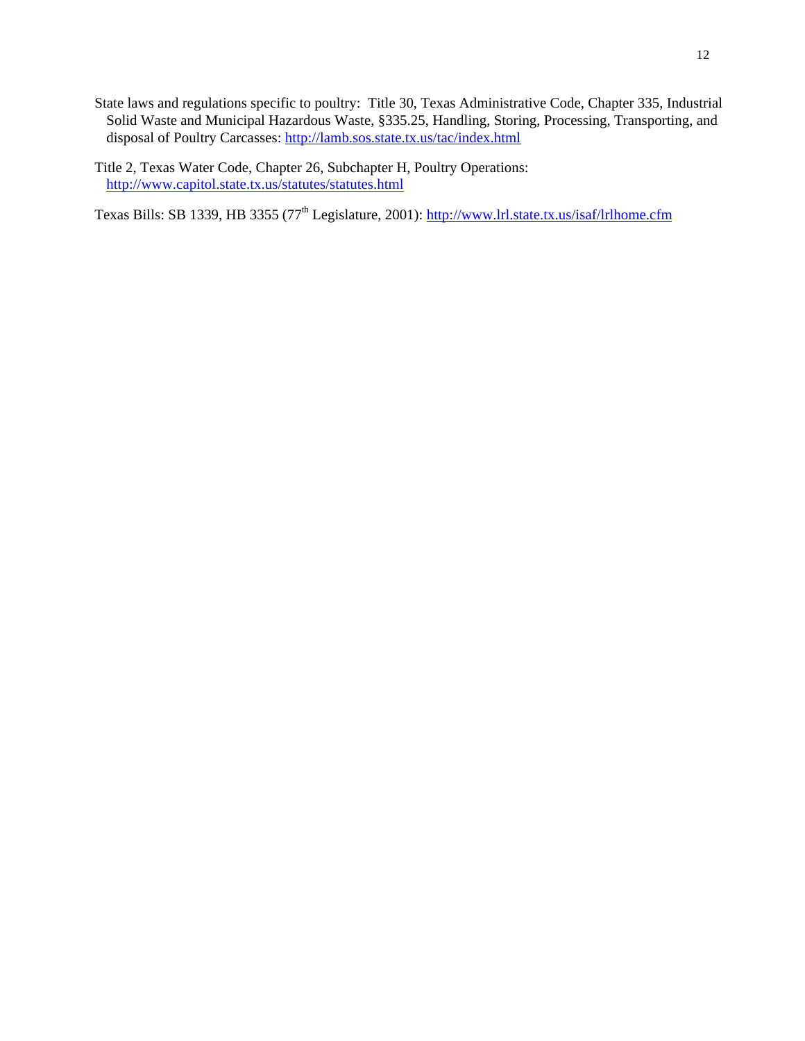State laws and regulations specific to poultry: Title 30, Texas Administrative Code, Chapter 335, Industrial Solid Waste and Municipal Hazardous Waste, §335.25, Handling, Storing, Processing, Transporting, and disposal of Poultry Carcasses: http://lamb.sos.state.tx.us/tac/index.html

Title 2, Texas Water Code, Chapter 26, Subchapter H, Poultry Operations: http://www.capitol.state.tx.us/statutes/statutes.html

Texas Bills: SB 1339, HB 3355 (77th Legislature, 2001): http://www.lrl.state.tx.us/isaf/lrlhome.cfm